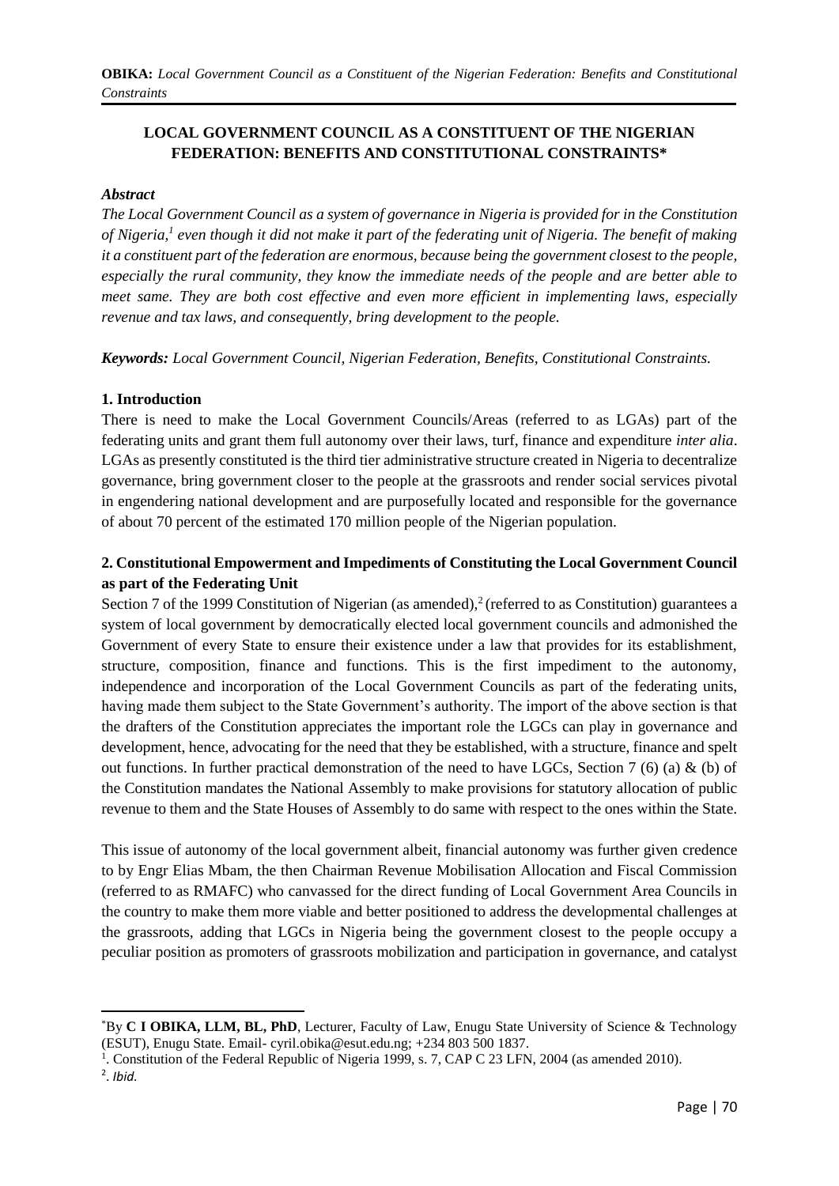# LOCAL GOVERNMENT COUNCIL AS A CONSTITUENT OF THE NIGERIAN FEDERATION: BENEFITS AND CONSTITUTIONAL CONSTRAINTS*

### *Abstract*

*The Local Government Council as a system of governance in Nigeria is provided for in the Constitution of Nigeria,[1] even though it did not make it part of the federating unit of Nigeria. The benefit of making it a constituent part of the federation are enormous, because being the government closest to the people, especially the rural community, they know the immediate needs of the people and are better able to meet same. They are both cost effective and even more efficient in implementing laws, especially revenue and tax laws, and consequently, bring development to the people.*

***Keywords:** Local Government Council, Nigerian Federation, Benefits, Constitutional Constraints.*

## 1. Introduction

There is need to make the Local Government Councils/Areas (referred to as LGAs) part of the federating units and grant them full autonomy over their laws, turf, finance and expenditure *inter alia*. LGAs as presently constituted is the third tier administrative structure created in Nigeria to decentralize governance, bring government closer to the people at the grassroots and render social services pivotal in engendering national development and are purposefully located and responsible for the governance of about 70 percent of the estimated 170 million people of the Nigerian population.

## 2. Constitutional Empowerment and Impediments of Constituting the Local Government Council as part of the Federating Unit

Section 7 of the 1999 Constitution of Nigerian (as amended),[2] (referred to as Constitution) guarantees a system of local government by democratically elected local government councils and admonished the Government of every State to ensure their existence under a law that provides for its establishment, structure, composition, finance and functions. This is the first impediment to the autonomy, independence and incorporation of the Local Government Councils as part of the federating units, having made them subject to the State Government's authority. The import of the above section is that the drafters of the Constitution appreciates the important role the LGCs can play in governance and development, hence, advocating for the need that they be established, with a structure, finance and spelt out functions. In further practical demonstration of the need to have LGCs, Section 7 (6) (a) & (b) of the Constitution mandates the National Assembly to make provisions for statutory allocation of public revenue to them and the State Houses of Assembly to do same with respect to the ones within the State.

This issue of autonomy of the local government albeit, financial autonomy was further given credence to by Engr Elias Mbam, the then Chairman Revenue Mobilisation Allocation and Fiscal Commission (referred to as RMAFC) who canvassed for the direct funding of Local Government Area Councils in the country to make them more viable and better positioned to address the developmental challenges at the grassroots, adding that LGCs in Nigeria being the government closest to the people occupy a peculiar position as promoters of grassroots mobilization and participation in governance, and catalyst

---

*By **C I OBIKA, LLM, BL, PhD**, Lecturer, Faculty of Law, Enugu State University of Science & Technology (ESUT), Enugu State. Email- cyril.obika@esut.edu.ng; +234 803 500 1837.

[1]. Constitution of the Federal Republic of Nigeria 1999, s. 7, CAP C 23 LFN, 2004 (as amended 2010).

[2]. *Ibid.*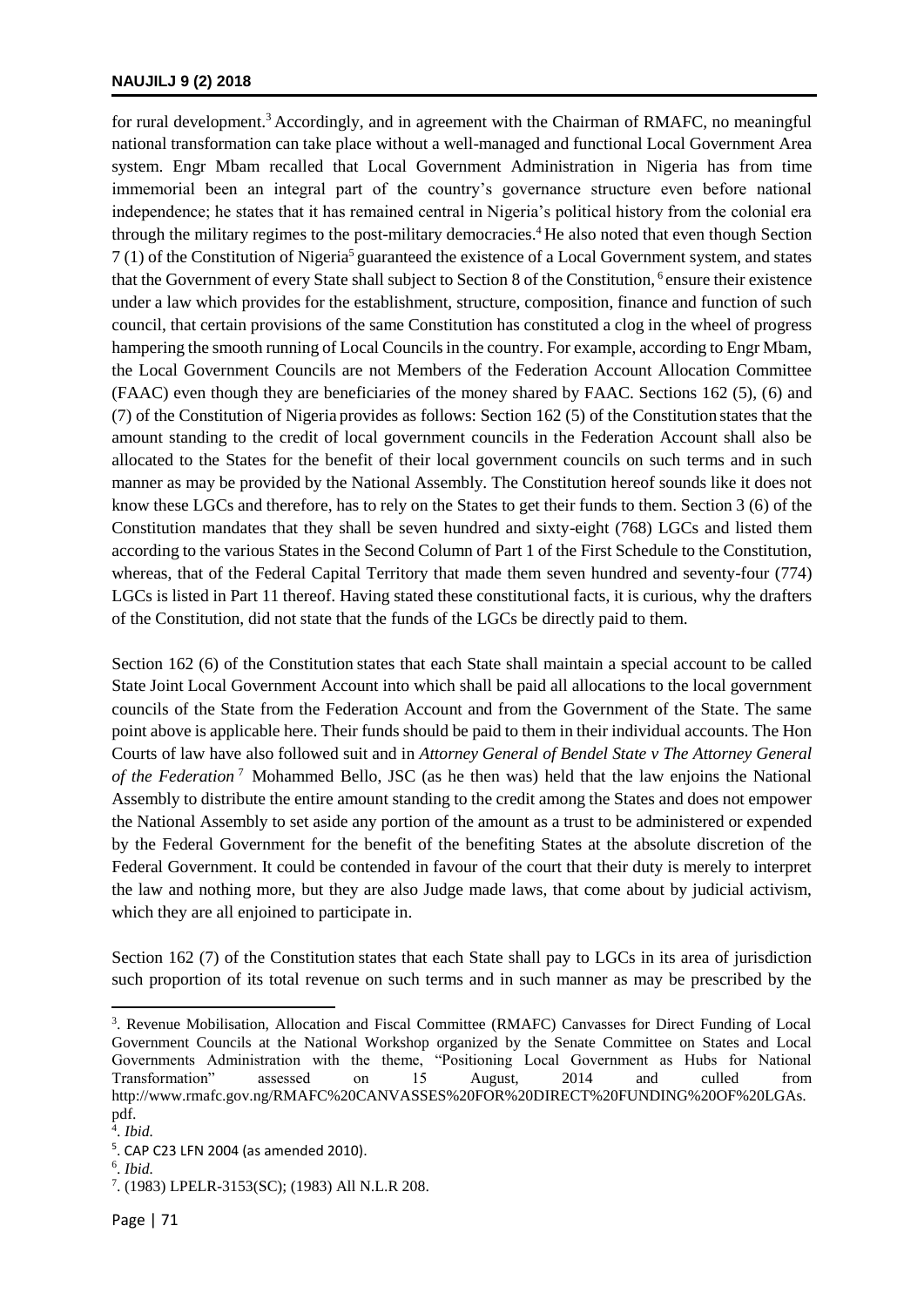for rural development.[3] Accordingly, and in agreement with the Chairman of RMAFC, no meaningful national transformation can take place without a well-managed and functional Local Government Area system. Engr Mbam recalled that Local Government Administration in Nigeria has from time immemorial been an integral part of the country's governance structure even before national independence; he states that it has remained central in Nigeria's political history from the colonial era through the military regimes to the post-military democracies.[4] He also noted that even though Section 7 (1) of the Constitution of Nigeria[5] guaranteed the existence of a Local Government system, and states that the Government of every State shall subject to Section 8 of the Constitution, [6] ensure their existence under a law which provides for the establishment, structure, composition, finance and function of such council, that certain provisions of the same Constitution has constituted a clog in the wheel of progress hampering the smooth running of Local Councils in the country. For example, according to Engr Mbam, the Local Government Councils are not Members of the Federation Account Allocation Committee (FAAC) even though they are beneficiaries of the money shared by FAAC. Sections 162 (5), (6) and (7) of the Constitution of Nigeria provides as follows: Section 162 (5) of the Constitution states that the amount standing to the credit of local government councils in the Federation Account shall also be allocated to the States for the benefit of their local government councils on such terms and in such manner as may be provided by the National Assembly. The Constitution hereof sounds like it does not know these LGCs and therefore, has to rely on the States to get their funds to them. Section 3 (6) of the Constitution mandates that they shall be seven hundred and sixty-eight (768) LGCs and listed them according to the various States in the Second Column of Part 1 of the First Schedule to the Constitution, whereas, that of the Federal Capital Territory that made them seven hundred and seventy-four (774) LGCs is listed in Part 11 thereof. Having stated these constitutional facts, it is curious, why the drafters of the Constitution, did not state that the funds of the LGCs be directly paid to them.

Section 162 (6) of the Constitution states that each State shall maintain a special account to be called State Joint Local Government Account into which shall be paid all allocations to the local government councils of the State from the Federation Account and from the Government of the State. The same point above is applicable here. Their funds should be paid to them in their individual accounts. The Hon Courts of law have also followed suit and in *Attorney General of Bendel State v The Attorney General of the Federation* [7] Mohammed Bello, JSC (as he then was) held that the law enjoins the National Assembly to distribute the entire amount standing to the credit among the States and does not empower the National Assembly to set aside any portion of the amount as a trust to be administered or expended by the Federal Government for the benefit of the benefiting States at the absolute discretion of the Federal Government. It could be contended in favour of the court that their duty is merely to interpret the law and nothing more, but they are also Judge made laws, that come about by judicial activism, which they are all enjoined to participate in.

Section 162 (7) of the Constitution states that each State shall pay to LGCs in its area of jurisdiction such proportion of its total revenue on such terms and in such manner as may be prescribed by the

---

[3]. Revenue Mobilisation, Allocation and Fiscal Committee (RMAFC) Canvasses for Direct Funding of Local Government Councils at the National Workshop organized by the Senate Committee on States and Local Governments Administration with the theme, "Positioning Local Government as Hubs for National Transformation" assessed on 15 August, 2014 and culled from http://www.rmafc.gov.ng/RMAFC%20CANVASSES%20FOR%20DIRECT%20FUNDING%20OF%20LGAs.pdf.

[4]. *Ibid.*

[5]. CAP C23 LFN 2004 (as amended 2010).

[6]. *Ibid.*

[7]. (1983) LPELR-3153(SC); (1983) All N.L.R 208.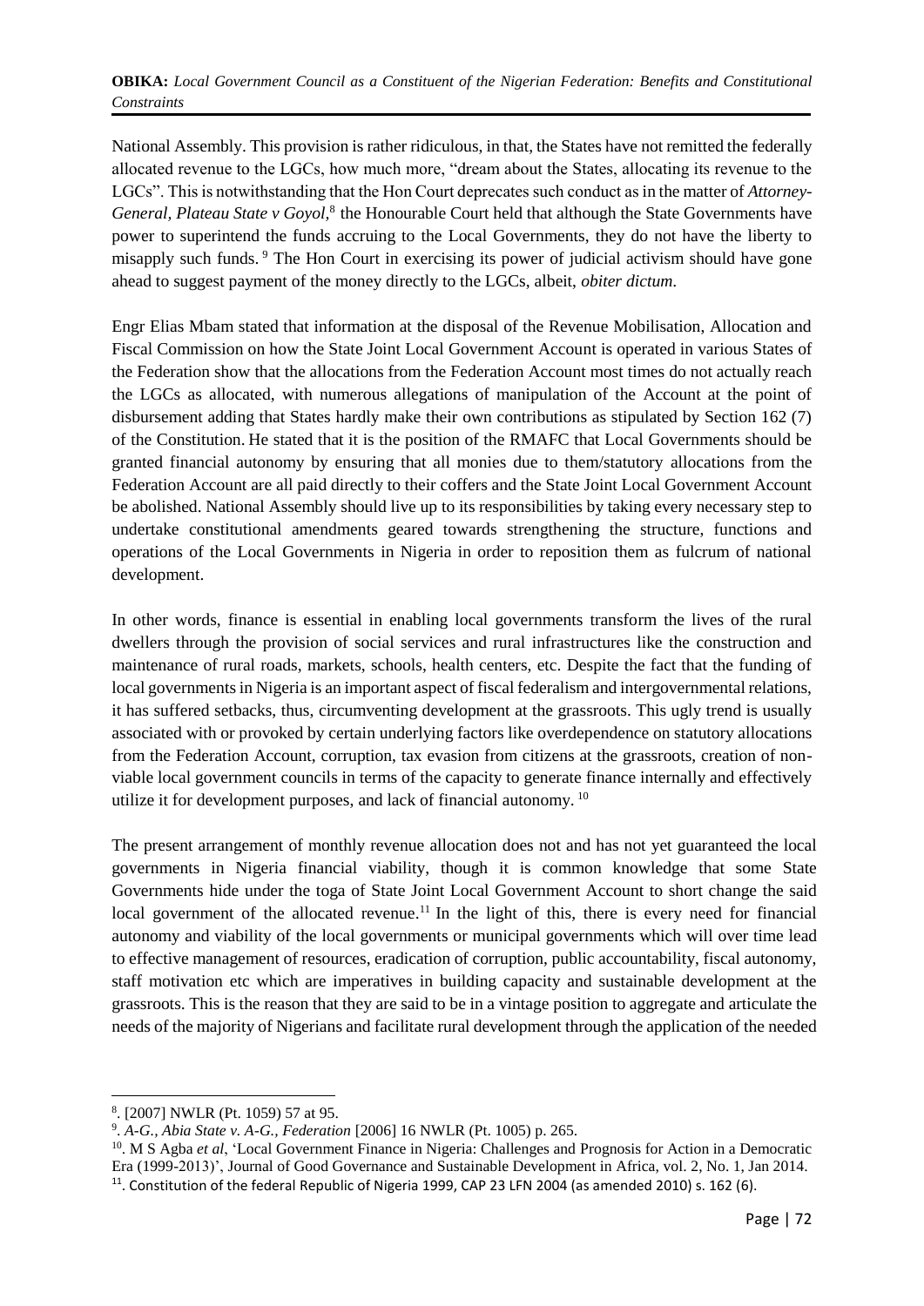National Assembly. This provision is rather ridiculous, in that, the States have not remitted the federally allocated revenue to the LGCs, how much more, "dream about the States, allocating its revenue to the LGCs". This is notwithstanding that the Hon Court deprecates such conduct as in the matter of *Attorney-General, Plateau State v Goyol*,[8] the Honourable Court held that although the State Governments have power to superintend the funds accruing to the Local Governments, they do not have the liberty to misapply such funds. [9] The Hon Court in exercising its power of judicial activism should have gone ahead to suggest payment of the money directly to the LGCs, albeit, *obiter dictum*.

Engr Elias Mbam stated that information at the disposal of the Revenue Mobilisation, Allocation and Fiscal Commission on how the State Joint Local Government Account is operated in various States of the Federation show that the allocations from the Federation Account most times do not actually reach the LGCs as allocated, with numerous allegations of manipulation of the Account at the point of disbursement adding that States hardly make their own contributions as stipulated by Section 162 (7) of the Constitution. He stated that it is the position of the RMAFC that Local Governments should be granted financial autonomy by ensuring that all monies due to them/statutory allocations from the Federation Account are all paid directly to their coffers and the State Joint Local Government Account be abolished. National Assembly should live up to its responsibilities by taking every necessary step to undertake constitutional amendments geared towards strengthening the structure, functions and operations of the Local Governments in Nigeria in order to reposition them as fulcrum of national development.

In other words, finance is essential in enabling local governments transform the lives of the rural dwellers through the provision of social services and rural infrastructures like the construction and maintenance of rural roads, markets, schools, health centers, etc. Despite the fact that the funding of local governments in Nigeria is an important aspect of fiscal federalism and intergovernmental relations, it has suffered setbacks, thus, circumventing development at the grassroots. This ugly trend is usually associated with or provoked by certain underlying factors like overdependence on statutory allocations from the Federation Account, corruption, tax evasion from citizens at the grassroots, creation of non-viable local government councils in terms of the capacity to generate finance internally and effectively utilize it for development purposes, and lack of financial autonomy. [10]

The present arrangement of monthly revenue allocation does not and has not yet guaranteed the local governments in Nigeria financial viability, though it is common knowledge that some State Governments hide under the toga of State Joint Local Government Account to short change the said local government of the allocated revenue.[11] In the light of this, there is every need for financial autonomy and viability of the local governments or municipal governments which will over time lead to effective management of resources, eradication of corruption, public accountability, fiscal autonomy, staff motivation etc which are imperatives in building capacity and sustainable development at the grassroots. This is the reason that they are said to be in a vintage position to aggregate and articulate the needs of the majority of Nigerians and facilitate rural development through the application of the needed

---

[8]. [2007] NWLR (Pt. 1059) 57 at 95.

[9]. *A-G., Abia State v. A-G., Federation* [2006] 16 NWLR (Pt. 1005) p. 265.

[10]. M S Agba *et al*, 'Local Government Finance in Nigeria: Challenges and Prognosis for Action in a Democratic Era (1999-2013)', Journal of Good Governance and Sustainable Development in Africa, vol. 2, No. 1, Jan 2014.

[11]. Constitution of the federal Republic of Nigeria 1999, CAP 23 LFN 2004 (as amended 2010) s. 162 (6).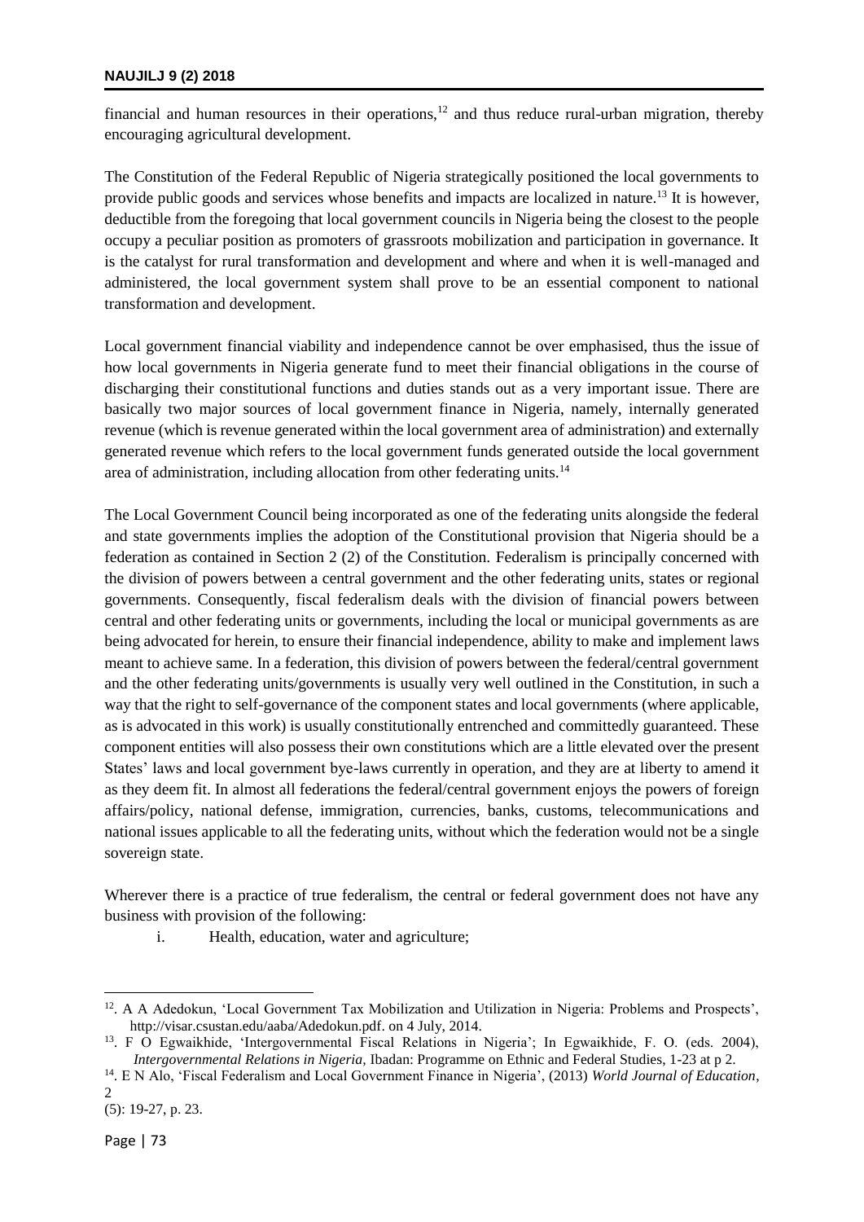financial and human resources in their operations,[12] and thus reduce rural-urban migration, thereby encouraging agricultural development.

The Constitution of the Federal Republic of Nigeria strategically positioned the local governments to provide public goods and services whose benefits and impacts are localized in nature.[13] It is however, deductible from the foregoing that local government councils in Nigeria being the closest to the people occupy a peculiar position as promoters of grassroots mobilization and participation in governance. It is the catalyst for rural transformation and development and where and when it is well-managed and administered, the local government system shall prove to be an essential component to national transformation and development.

Local government financial viability and independence cannot be over emphasised, thus the issue of how local governments in Nigeria generate fund to meet their financial obligations in the course of discharging their constitutional functions and duties stands out as a very important issue. There are basically two major sources of local government finance in Nigeria, namely, internally generated revenue (which is revenue generated within the local government area of administration) and externally generated revenue which refers to the local government funds generated outside the local government area of administration, including allocation from other federating units.[14]

The Local Government Council being incorporated as one of the federating units alongside the federal and state governments implies the adoption of the Constitutional provision that Nigeria should be a federation as contained in Section 2 (2) of the Constitution. Federalism is principally concerned with the division of powers between a central government and the other federating units, states or regional governments. Consequently, fiscal federalism deals with the division of financial powers between central and other federating units or governments, including the local or municipal governments as are being advocated for herein, to ensure their financial independence, ability to make and implement laws meant to achieve same. In a federation, this division of powers between the federal/central government and the other federating units/governments is usually very well outlined in the Constitution, in such a way that the right to self-governance of the component states and local governments (where applicable, as is advocated in this work) is usually constitutionally entrenched and committedly guaranteed. These component entities will also possess their own constitutions which are a little elevated over the present States' laws and local government bye-laws currently in operation, and they are at liberty to amend it as they deem fit. In almost all federations the federal/central government enjoys the powers of foreign affairs/policy, national defense, immigration, currencies, banks, customs, telecommunications and national issues applicable to all the federating units, without which the federation would not be a single sovereign state.

Wherever there is a practice of true federalism, the central or federal government does not have any business with provision of the following:

i. Health, education, water and agriculture;

---

[12]. A A Adedokun, 'Local Government Tax Mobilization and Utilization in Nigeria: Problems and Prospects', http://visar.csustan.edu/aaba/Adedokun.pdf. on 4 July, 2014.

[13]. F O Egwaikhide, 'Intergovernmental Fiscal Relations in Nigeria'; In Egwaikhide, F. O. (eds. 2004), *Intergovernmental Relations in Nigeria*, Ibadan: Programme on Ethnic and Federal Studies, 1-23 at p 2.

[14]. E N Alo, 'Fiscal Federalism and Local Government Finance in Nigeria', (2013) *World Journal of Education*, 2 (5): 19-27, p. 23.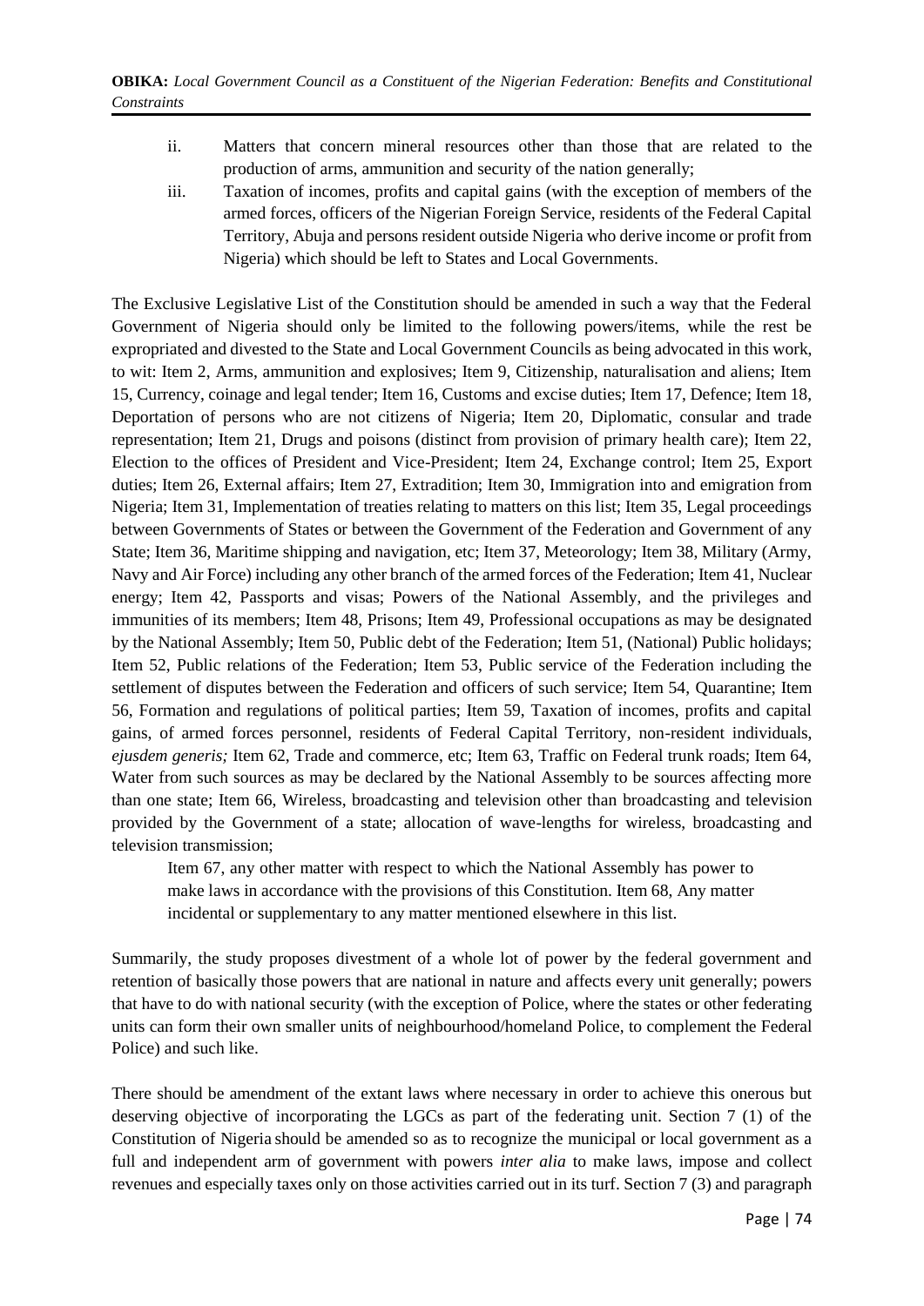ii. Matters that concern mineral resources other than those that are related to the production of arms, ammunition and security of the nation generally;

iii. Taxation of incomes, profits and capital gains (with the exception of members of the armed forces, officers of the Nigerian Foreign Service, residents of the Federal Capital Territory, Abuja and persons resident outside Nigeria who derive income or profit from Nigeria) which should be left to States and Local Governments.

The Exclusive Legislative List of the Constitution should be amended in such a way that the Federal Government of Nigeria should only be limited to the following powers/items, while the rest be expropriated and divested to the State and Local Government Councils as being advocated in this work, to wit: Item 2, Arms, ammunition and explosives; Item 9, Citizenship, naturalisation and aliens; Item 15, Currency, coinage and legal tender; Item 16, Customs and excise duties; Item 17, Defence; Item 18, Deportation of persons who are not citizens of Nigeria; Item 20, Diplomatic, consular and trade representation; Item 21, Drugs and poisons (distinct from provision of primary health care); Item 22, Election to the offices of President and Vice-President; Item 24, Exchange control; Item 25, Export duties; Item 26, External affairs; Item 27, Extradition; Item 30, Immigration into and emigration from Nigeria; Item 31, Implementation of treaties relating to matters on this list; Item 35, Legal proceedings between Governments of States or between the Government of the Federation and Government of any State; Item 36, Maritime shipping and navigation, etc; Item 37, Meteorology; Item 38, Military (Army, Navy and Air Force) including any other branch of the armed forces of the Federation; Item 41, Nuclear energy; Item 42, Passports and visas; Powers of the National Assembly, and the privileges and immunities of its members; Item 48, Prisons; Item 49, Professional occupations as may be designated by the National Assembly; Item 50, Public debt of the Federation; Item 51, (National) Public holidays; Item 52, Public relations of the Federation; Item 53, Public service of the Federation including the settlement of disputes between the Federation and officers of such service; Item 54, Quarantine; Item 56, Formation and regulations of political parties; Item 59, Taxation of incomes, profits and capital gains, of armed forces personnel, residents of Federal Capital Territory, non-resident individuals, *ejusdem generis;* Item 62, Trade and commerce, etc; Item 63, Traffic on Federal trunk roads; Item 64, Water from such sources as may be declared by the National Assembly to be sources affecting more than one state; Item 66, Wireless, broadcasting and television other than broadcasting and television provided by the Government of a state; allocation of wave-lengths for wireless, broadcasting and television transmission;

> Item 67, any other matter with respect to which the National Assembly has power to make laws in accordance with the provisions of this Constitution. Item 68, Any matter incidental or supplementary to any matter mentioned elsewhere in this list.

Summarily, the study proposes divestment of a whole lot of power by the federal government and retention of basically those powers that are national in nature and affects every unit generally; powers that have to do with national security (with the exception of Police, where the states or other federating units can form their own smaller units of neighbourhood/homeland Police, to complement the Federal Police) and such like.

There should be amendment of the extant laws where necessary in order to achieve this onerous but deserving objective of incorporating the LGCs as part of the federating unit. Section 7 (1) of the Constitution of Nigeria should be amended so as to recognize the municipal or local government as a full and independent arm of government with powers *inter alia* to make laws, impose and collect revenues and especially taxes only on those activities carried out in its turf. Section 7 (3) and paragraph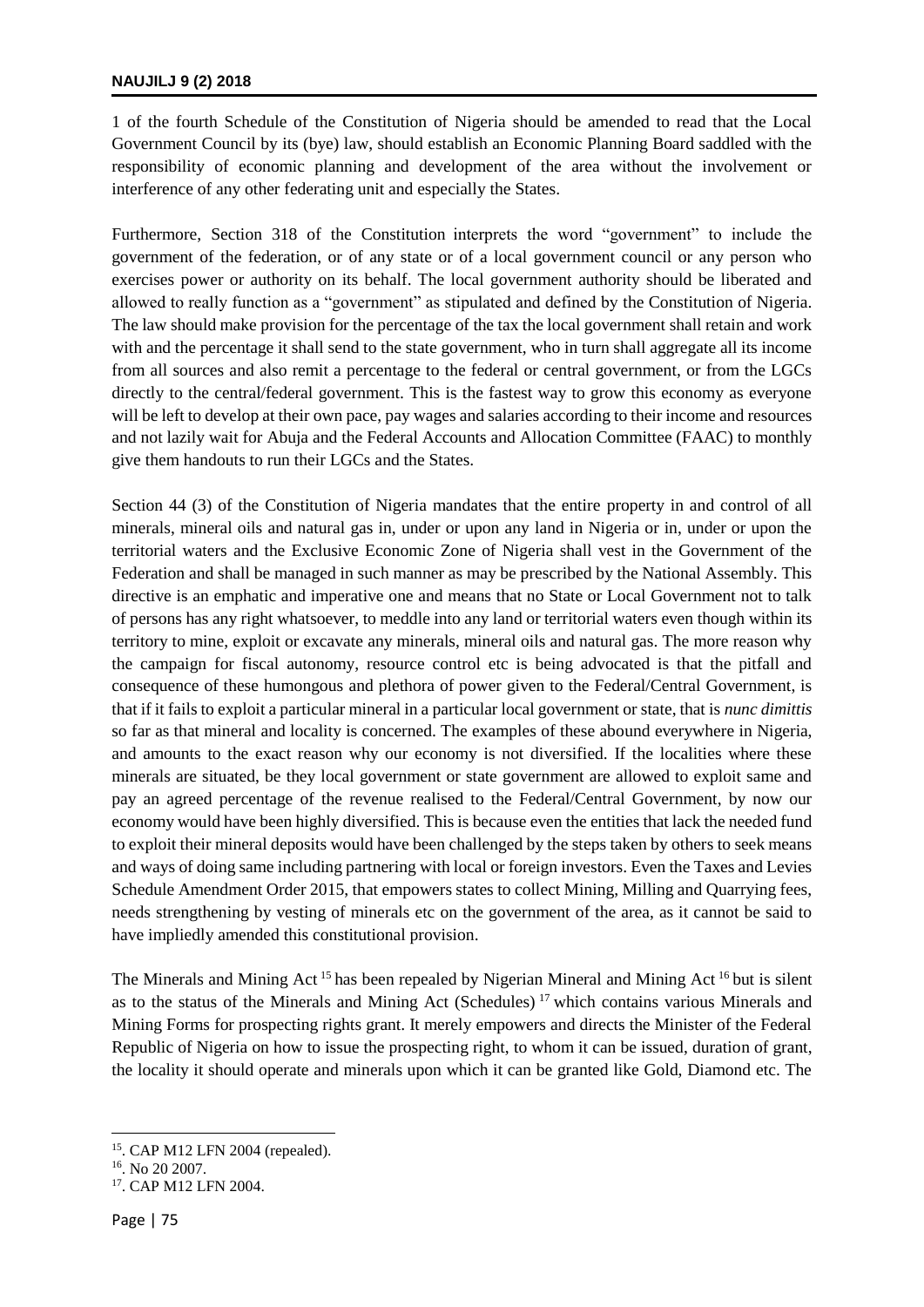1 of the fourth Schedule of the Constitution of Nigeria should be amended to read that the Local Government Council by its (bye) law, should establish an Economic Planning Board saddled with the responsibility of economic planning and development of the area without the involvement or interference of any other federating unit and especially the States.

Furthermore, Section 318 of the Constitution interprets the word "government" to include the government of the federation, or of any state or of a local government council or any person who exercises power or authority on its behalf. The local government authority should be liberated and allowed to really function as a "government" as stipulated and defined by the Constitution of Nigeria. The law should make provision for the percentage of the tax the local government shall retain and work with and the percentage it shall send to the state government, who in turn shall aggregate all its income from all sources and also remit a percentage to the federal or central government, or from the LGCs directly to the central/federal government. This is the fastest way to grow this economy as everyone will be left to develop at their own pace, pay wages and salaries according to their income and resources and not lazily wait for Abuja and the Federal Accounts and Allocation Committee (FAAC) to monthly give them handouts to run their LGCs and the States.

Section 44 (3) of the Constitution of Nigeria mandates that the entire property in and control of all minerals, mineral oils and natural gas in, under or upon any land in Nigeria or in, under or upon the territorial waters and the Exclusive Economic Zone of Nigeria shall vest in the Government of the Federation and shall be managed in such manner as may be prescribed by the National Assembly. This directive is an emphatic and imperative one and means that no State or Local Government not to talk of persons has any right whatsoever, to meddle into any land or territorial waters even though within its territory to mine, exploit or excavate any minerals, mineral oils and natural gas. The more reason why the campaign for fiscal autonomy, resource control etc is being advocated is that the pitfall and consequence of these humongous and plethora of power given to the Federal/Central Government, is that if it fails to exploit a particular mineral in a particular local government or state, that is *nunc dimittis* so far as that mineral and locality is concerned. The examples of these abound everywhere in Nigeria, and amounts to the exact reason why our economy is not diversified. If the localities where these minerals are situated, be they local government or state government are allowed to exploit same and pay an agreed percentage of the revenue realised to the Federal/Central Government, by now our economy would have been highly diversified. This is because even the entities that lack the needed fund to exploit their mineral deposits would have been challenged by the steps taken by others to seek means and ways of doing same including partnering with local or foreign investors. Even the Taxes and Levies Schedule Amendment Order 2015, that empowers states to collect Mining, Milling and Quarrying fees, needs strengthening by vesting of minerals etc on the government of the area, as it cannot be said to have impliedly amended this constitutional provision.

The Minerals and Mining Act [15] has been repealed by Nigerian Mineral and Mining Act [16] but is silent as to the status of the Minerals and Mining Act (Schedules) [17] which contains various Minerals and Mining Forms for prospecting rights grant. It merely empowers and directs the Minister of the Federal Republic of Nigeria on how to issue the prospecting right, to whom it can be issued, duration of grant, the locality it should operate and minerals upon which it can be granted like Gold, Diamond etc. The

---

[15]. CAP M12 LFN 2004 (repealed).

[16]. No 20 2007.

[17]. CAP M12 LFN 2004.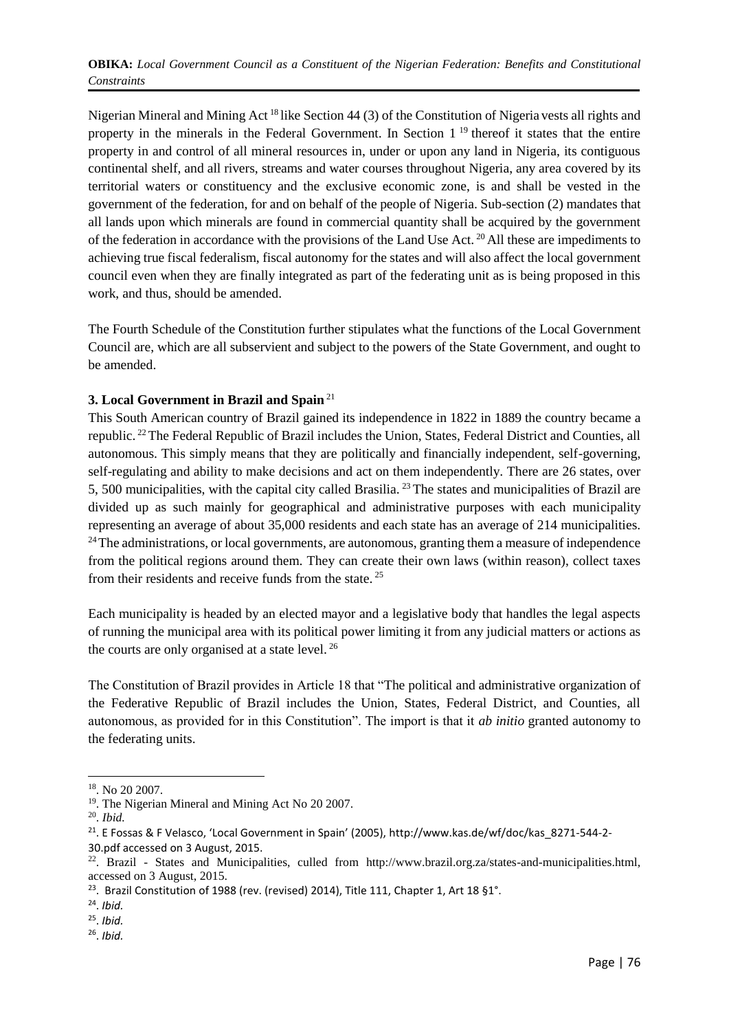Nigerian Mineral and Mining Act [18] like Section 44 (3) of the Constitution of Nigeria vests all rights and property in the minerals in the Federal Government. In Section 1 [19] thereof it states that the entire property in and control of all mineral resources in, under or upon any land in Nigeria, its contiguous continental shelf, and all rivers, streams and water courses throughout Nigeria, any area covered by its territorial waters or constituency and the exclusive economic zone, is and shall be vested in the government of the federation, for and on behalf of the people of Nigeria. Sub-section (2) mandates that all lands upon which minerals are found in commercial quantity shall be acquired by the government of the federation in accordance with the provisions of the Land Use Act. [20] All these are impediments to achieving true fiscal federalism, fiscal autonomy for the states and will also affect the local government council even when they are finally integrated as part of the federating unit as is being proposed in this work, and thus, should be amended.

The Fourth Schedule of the Constitution further stipulates what the functions of the Local Government Council are, which are all subservient and subject to the powers of the State Government, and ought to be amended.

## 3. Local Government in Brazil and Spain [21]

This South American country of Brazil gained its independence in 1822 in 1889 the country became a republic. [22] The Federal Republic of Brazil includes the Union, States, Federal District and Counties, all autonomous. This simply means that they are politically and financially independent, self-governing, self-regulating and ability to make decisions and act on them independently. There are 26 states, over 5, 500 municipalities, with the capital city called Brasilia. [23] The states and municipalities of Brazil are divided up as such mainly for geographical and administrative purposes with each municipality representing an average of about 35,000 residents and each state has an average of 214 municipalities. [24] The administrations, or local governments, are autonomous, granting them a measure of independence from the political regions around them. They can create their own laws (within reason), collect taxes from their residents and receive funds from the state. [25]

Each municipality is headed by an elected mayor and a legislative body that handles the legal aspects of running the municipal area with its political power limiting it from any judicial matters or actions as the courts are only organised at a state level. [26]

The Constitution of Brazil provides in Article 18 that "The political and administrative organization of the Federative Republic of Brazil includes the Union, States, Federal District, and Counties, all autonomous, as provided for in this Constitution". The import is that it *ab initio* granted autonomy to the federating units.

---

[18]. No 20 2007.

[19]. The Nigerian Mineral and Mining Act No 20 2007.

[20]. *Ibid.*

[21]. E Fossas & F Velasco, 'Local Government in Spain' (2005), http://www.kas.de/wf/doc/kas_8271-544-2-30.pdf accessed on 3 August, 2015.

[22]. Brazil - States and Municipalities, culled from http://www.brazil.org.za/states-and-municipalities.html, accessed on 3 August, 2015.

[23]. Brazil Constitution of 1988 (rev. (revised) 2014), Title 111, Chapter 1, Art 18 §1°.

[24]. *Ibid.*

[25]. *Ibid.*

[26]. *Ibid.*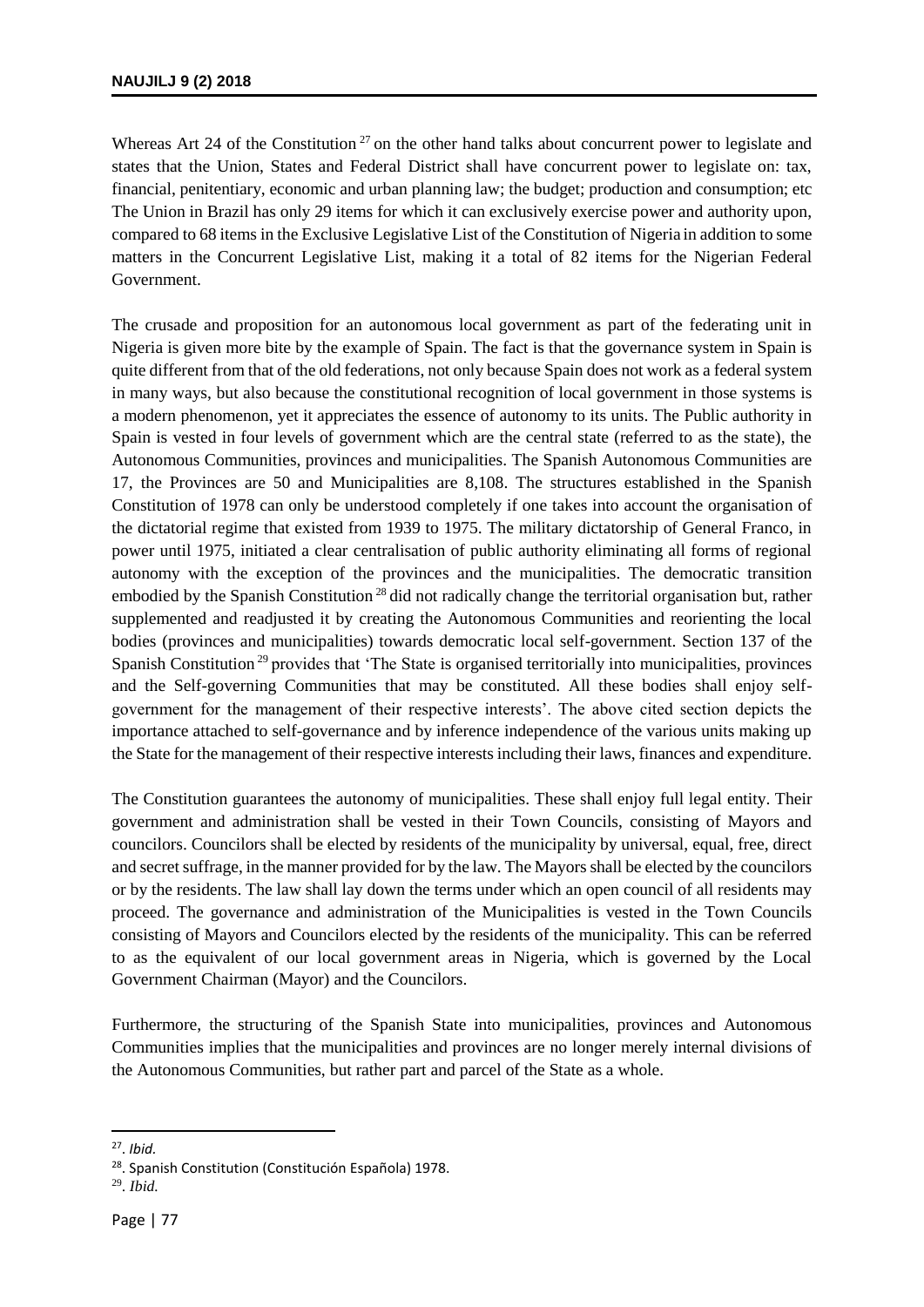Whereas Art 24 of the Constitution [27] on the other hand talks about concurrent power to legislate and states that the Union, States and Federal District shall have concurrent power to legislate on: tax, financial, penitentiary, economic and urban planning law; the budget; production and consumption; etc The Union in Brazil has only 29 items for which it can exclusively exercise power and authority upon, compared to 68 items in the Exclusive Legislative List of the Constitution of Nigeria in addition to some matters in the Concurrent Legislative List, making it a total of 82 items for the Nigerian Federal Government.

The crusade and proposition for an autonomous local government as part of the federating unit in Nigeria is given more bite by the example of Spain. The fact is that the governance system in Spain is quite different from that of the old federations, not only because Spain does not work as a federal system in many ways, but also because the constitutional recognition of local government in those systems is a modern phenomenon, yet it appreciates the essence of autonomy to its units. The Public authority in Spain is vested in four levels of government which are the central state (referred to as the state), the Autonomous Communities, provinces and municipalities. The Spanish Autonomous Communities are 17, the Provinces are 50 and Municipalities are 8,108. The structures established in the Spanish Constitution of 1978 can only be understood completely if one takes into account the organisation of the dictatorial regime that existed from 1939 to 1975. The military dictatorship of General Franco, in power until 1975, initiated a clear centralisation of public authority eliminating all forms of regional autonomy with the exception of the provinces and the municipalities. The democratic transition embodied by the Spanish Constitution [28] did not radically change the territorial organisation but, rather supplemented and readjusted it by creating the Autonomous Communities and reorienting the local bodies (provinces and municipalities) towards democratic local self-government. Section 137 of the Spanish Constitution [29] provides that 'The State is organised territorially into municipalities, provinces and the Self-governing Communities that may be constituted. All these bodies shall enjoy self-government for the management of their respective interests'. The above cited section depicts the importance attached to self-governance and by inference independence of the various units making up the State for the management of their respective interests including their laws, finances and expenditure.

The Constitution guarantees the autonomy of municipalities. These shall enjoy full legal entity. Their government and administration shall be vested in their Town Councils, consisting of Mayors and councilors. Councilors shall be elected by residents of the municipality by universal, equal, free, direct and secret suffrage, in the manner provided for by the law. The Mayors shall be elected by the councilors or by the residents. The law shall lay down the terms under which an open council of all residents may proceed. The governance and administration of the Municipalities is vested in the Town Councils consisting of Mayors and Councilors elected by the residents of the municipality. This can be referred to as the equivalent of our local government areas in Nigeria, which is governed by the Local Government Chairman (Mayor) and the Councilors.

Furthermore, the structuring of the Spanish State into municipalities, provinces and Autonomous Communities implies that the municipalities and provinces are no longer merely internal divisions of the Autonomous Communities, but rather part and parcel of the State as a whole.

---

[27]. *Ibid.*

[28]. Spanish Constitution (Constitución Española) 1978.

[29]. *Ibid.*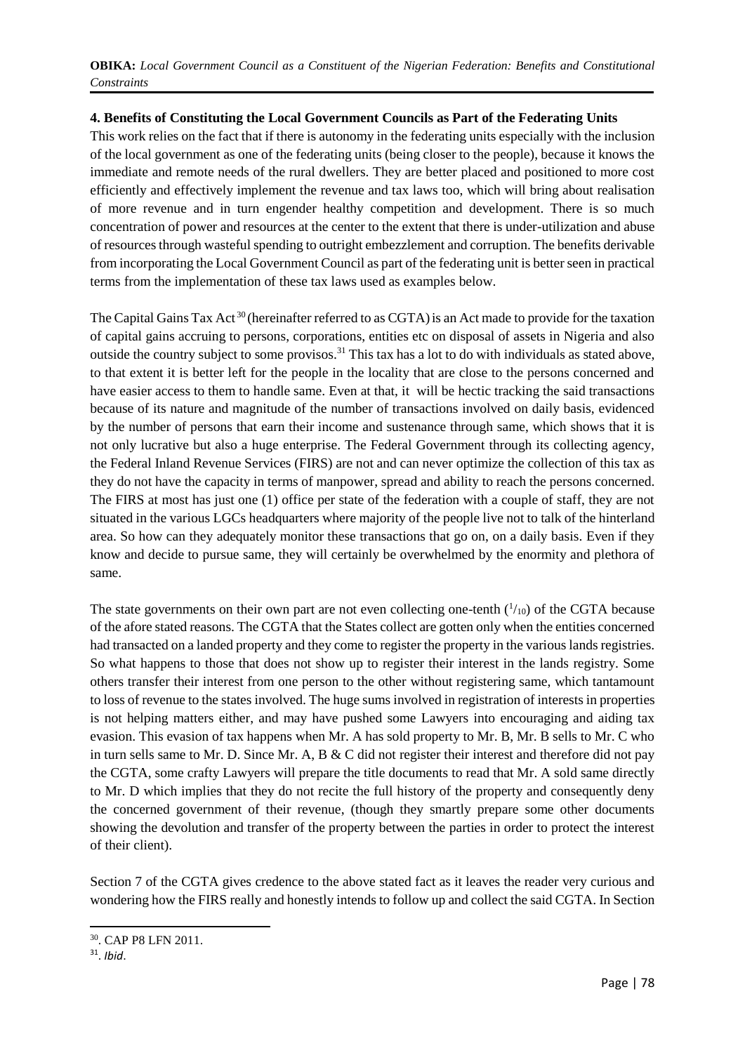### 4. Benefits of Constituting the Local Government Councils as Part of the Federating Units

This work relies on the fact that if there is autonomy in the federating units especially with the inclusion of the local government as one of the federating units (being closer to the people), because it knows the immediate and remote needs of the rural dwellers. They are better placed and positioned to more cost efficiently and effectively implement the revenue and tax laws too, which will bring about realisation of more revenue and in turn engender healthy competition and development. There is so much concentration of power and resources at the center to the extent that there is under-utilization and abuse of resources through wasteful spending to outright embezzlement and corruption. The benefits derivable from incorporating the Local Government Council as part of the federating unit is better seen in practical terms from the implementation of these tax laws used as examples below.

The Capital Gains Tax Act [30] (hereinafter referred to as CGTA) is an Act made to provide for the taxation of capital gains accruing to persons, corporations, entities etc on disposal of assets in Nigeria and also outside the country subject to some provisos.[31] This tax has a lot to do with individuals as stated above, to that extent it is better left for the people in the locality that are close to the persons concerned and have easier access to them to handle same. Even at that, it will be hectic tracking the said transactions because of its nature and magnitude of the number of transactions involved on daily basis, evidenced by the number of persons that earn their income and sustenance through same, which shows that it is not only lucrative but also a huge enterprise. The Federal Government through its collecting agency, the Federal Inland Revenue Services (FIRS) are not and can never optimize the collection of this tax as they do not have the capacity in terms of manpower, spread and ability to reach the persons concerned. The FIRS at most has just one (1) office per state of the federation with a couple of staff, they are not situated in the various LGCs headquarters where majority of the people live not to talk of the hinterland area. So how can they adequately monitor these transactions that go on, on a daily basis. Even if they know and decide to pursue same, they will certainly be overwhelmed by the enormity and plethora of same.

The state governments on their own part are not even collecting one-tenth ($^{1}/_{10}$) of the CGTA because of the afore stated reasons. The CGTA that the States collect are gotten only when the entities concerned had transacted on a landed property and they come to register the property in the various lands registries. So what happens to those that does not show up to register their interest in the lands registry. Some others transfer their interest from one person to the other without registering same, which tantamount to loss of revenue to the states involved. The huge sums involved in registration of interests in properties is not helping matters either, and may have pushed some Lawyers into encouraging and aiding tax evasion. This evasion of tax happens when Mr. A has sold property to Mr. B, Mr. B sells to Mr. C who in turn sells same to Mr. D. Since Mr. A, B & C did not register their interest and therefore did not pay the CGTA, some crafty Lawyers will prepare the title documents to read that Mr. A sold same directly to Mr. D which implies that they do not recite the full history of the property and consequently deny the concerned government of their revenue, (though they smartly prepare some other documents showing the devolution and transfer of the property between the parties in order to protect the interest of their client).

Section 7 of the CGTA gives credence to the above stated fact as it leaves the reader very curious and wondering how the FIRS really and honestly intends to follow up and collect the said CGTA. In Section

---

[30]. CAP P8 LFN 2011.

[31]. *Ibid*.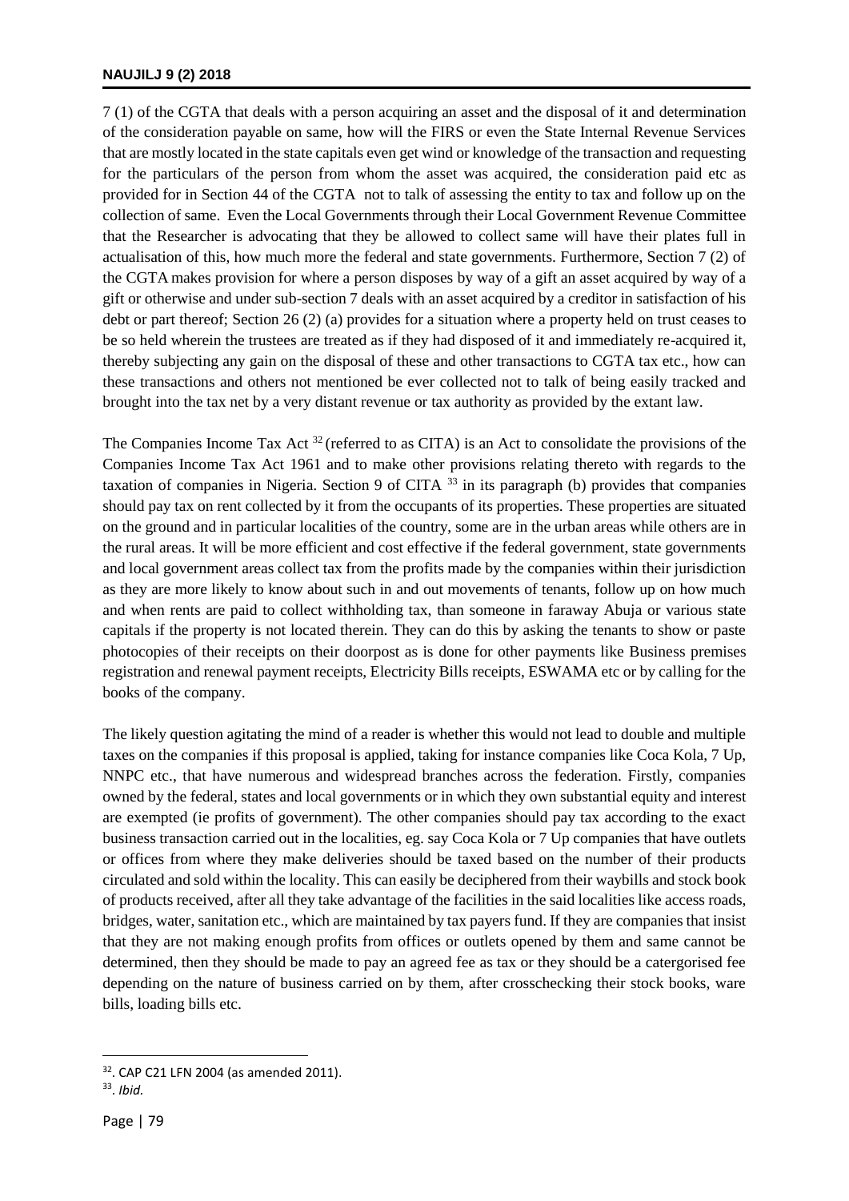7 (1) of the CGTA that deals with a person acquiring an asset and the disposal of it and determination of the consideration payable on same, how will the FIRS or even the State Internal Revenue Services that are mostly located in the state capitals even get wind or knowledge of the transaction and requesting for the particulars of the person from whom the asset was acquired, the consideration paid etc as provided for in Section 44 of the CGTA not to talk of assessing the entity to tax and follow up on the collection of same. Even the Local Governments through their Local Government Revenue Committee that the Researcher is advocating that they be allowed to collect same will have their plates full in actualisation of this, how much more the federal and state governments. Furthermore, Section 7 (2) of the CGTA makes provision for where a person disposes by way of a gift an asset acquired by way of a gift or otherwise and under sub-section 7 deals with an asset acquired by a creditor in satisfaction of his debt or part thereof; Section 26 (2) (a) provides for a situation where a property held on trust ceases to be so held wherein the trustees are treated as if they had disposed of it and immediately re-acquired it, thereby subjecting any gain on the disposal of these and other transactions to CGTA tax etc., how can these transactions and others not mentioned be ever collected not to talk of being easily tracked and brought into the tax net by a very distant revenue or tax authority as provided by the extant law.

The Companies Income Tax Act [32] (referred to as CITA) is an Act to consolidate the provisions of the Companies Income Tax Act 1961 and to make other provisions relating thereto with regards to the taxation of companies in Nigeria. Section 9 of CITA [33] in its paragraph (b) provides that companies should pay tax on rent collected by it from the occupants of its properties. These properties are situated on the ground and in particular localities of the country, some are in the urban areas while others are in the rural areas. It will be more efficient and cost effective if the federal government, state governments and local government areas collect tax from the profits made by the companies within their jurisdiction as they are more likely to know about such in and out movements of tenants, follow up on how much and when rents are paid to collect withholding tax, than someone in faraway Abuja or various state capitals if the property is not located therein. They can do this by asking the tenants to show or paste photocopies of their receipts on their doorpost as is done for other payments like Business premises registration and renewal payment receipts, Electricity Bills receipts, ESWAMA etc or by calling for the books of the company.

The likely question agitating the mind of a reader is whether this would not lead to double and multiple taxes on the companies if this proposal is applied, taking for instance companies like Coca Kola, 7 Up, NNPC etc., that have numerous and widespread branches across the federation. Firstly, companies owned by the federal, states and local governments or in which they own substantial equity and interest are exempted (ie profits of government). The other companies should pay tax according to the exact business transaction carried out in the localities, eg. say Coca Kola or 7 Up companies that have outlets or offices from where they make deliveries should be taxed based on the number of their products circulated and sold within the locality. This can easily be deciphered from their waybills and stock book of products received, after all they take advantage of the facilities in the said localities like access roads, bridges, water, sanitation etc., which are maintained by tax payers fund. If they are companies that insist that they are not making enough profits from offices or outlets opened by them and same cannot be determined, then they should be made to pay an agreed fee as tax or they should be a catergorised fee depending on the nature of business carried on by them, after crosschecking their stock books, ware bills, loading bills etc.

---

[32]. CAP C21 LFN 2004 (as amended 2011).

[33]. *Ibid.*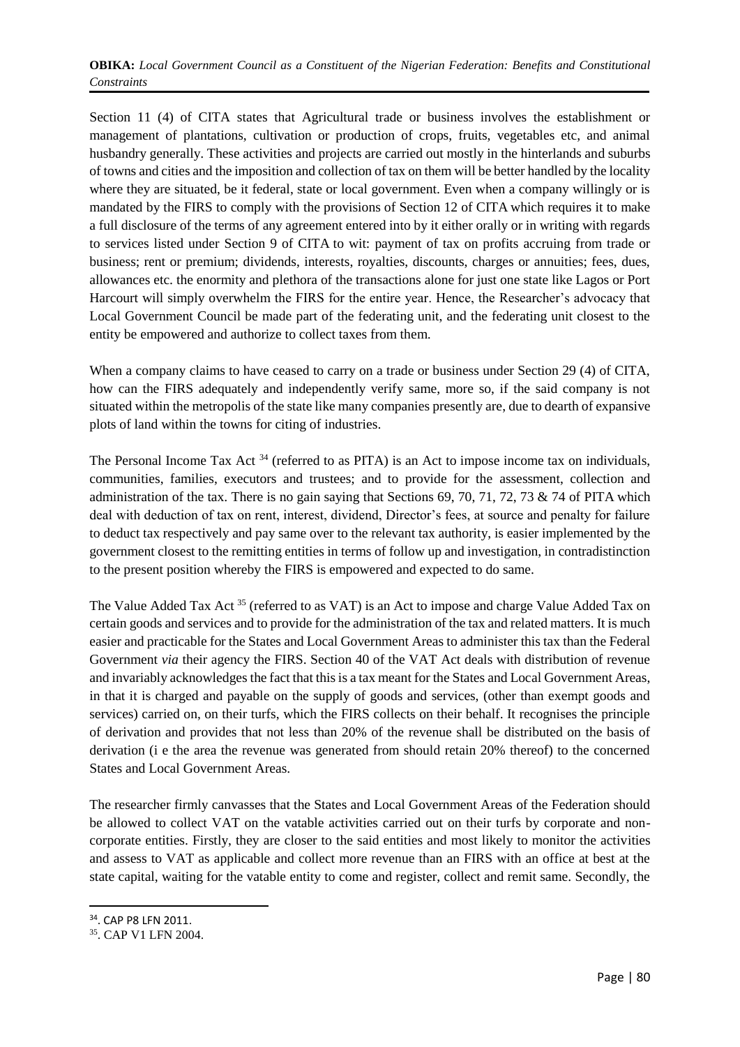Section 11 (4) of CITA states that Agricultural trade or business involves the establishment or management of plantations, cultivation or production of crops, fruits, vegetables etc, and animal husbandry generally. These activities and projects are carried out mostly in the hinterlands and suburbs of towns and cities and the imposition and collection of tax on them will be better handled by the locality where they are situated, be it federal, state or local government. Even when a company willingly or is mandated by the FIRS to comply with the provisions of Section 12 of CITA which requires it to make a full disclosure of the terms of any agreement entered into by it either orally or in writing with regards to services listed under Section 9 of CITA to wit: payment of tax on profits accruing from trade or business; rent or premium; dividends, interests, royalties, discounts, charges or annuities; fees, dues, allowances etc. the enormity and plethora of the transactions alone for just one state like Lagos or Port Harcourt will simply overwhelm the FIRS for the entire year. Hence, the Researcher's advocacy that Local Government Council be made part of the federating unit, and the federating unit closest to the entity be empowered and authorize to collect taxes from them.

When a company claims to have ceased to carry on a trade or business under Section 29 (4) of CITA, how can the FIRS adequately and independently verify same, more so, if the said company is not situated within the metropolis of the state like many companies presently are, due to dearth of expansive plots of land within the towns for citing of industries.

The Personal Income Tax Act [34] (referred to as PITA) is an Act to impose income tax on individuals, communities, families, executors and trustees; and to provide for the assessment, collection and administration of the tax. There is no gain saying that Sections 69, 70, 71, 72, 73 & 74 of PITA which deal with deduction of tax on rent, interest, dividend, Director's fees, at source and penalty for failure to deduct tax respectively and pay same over to the relevant tax authority, is easier implemented by the government closest to the remitting entities in terms of follow up and investigation, in contradistinction to the present position whereby the FIRS is empowered and expected to do same.

The Value Added Tax Act [35] (referred to as VAT) is an Act to impose and charge Value Added Tax on certain goods and services and to provide for the administration of the tax and related matters. It is much easier and practicable for the States and Local Government Areas to administer this tax than the Federal Government *via* their agency the FIRS. Section 40 of the VAT Act deals with distribution of revenue and invariably acknowledges the fact that this is a tax meant for the States and Local Government Areas, in that it is charged and payable on the supply of goods and services, (other than exempt goods and services) carried on, on their turfs, which the FIRS collects on their behalf. It recognises the principle of derivation and provides that not less than 20% of the revenue shall be distributed on the basis of derivation (i e the area the revenue was generated from should retain 20% thereof) to the concerned States and Local Government Areas.

The researcher firmly canvasses that the States and Local Government Areas of the Federation should be allowed to collect VAT on the vatable activities carried out on their turfs by corporate and non-corporate entities. Firstly, they are closer to the said entities and most likely to monitor the activities and assess to VAT as applicable and collect more revenue than an FIRS with an office at best at the state capital, waiting for the vatable entity to come and register, collect and remit same. Secondly, the

---

[34]. CAP P8 LFN 2011.

[35]. CAP V1 LFN 2004.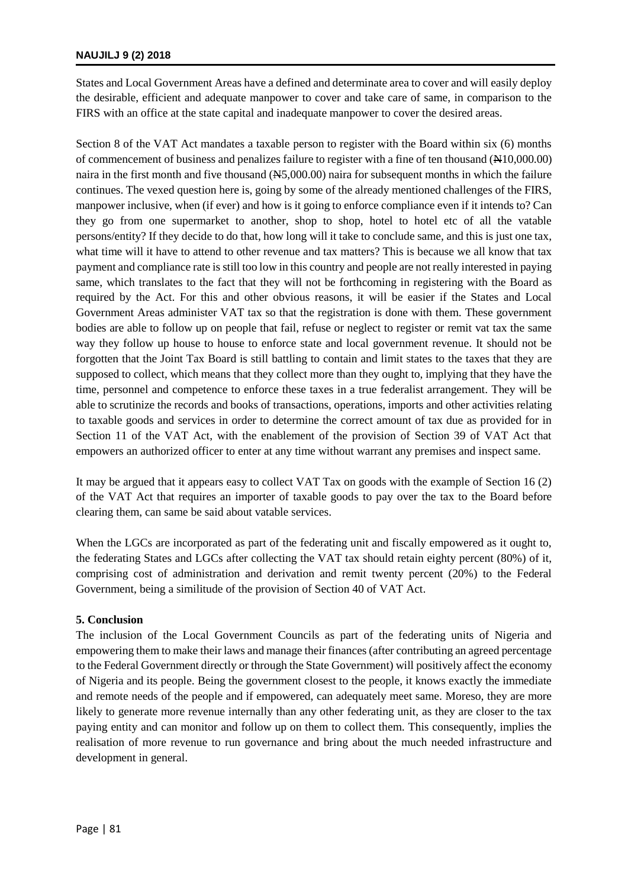States and Local Government Areas have a defined and determinate area to cover and will easily deploy the desirable, efficient and adequate manpower to cover and take care of same, in comparison to the FIRS with an office at the state capital and inadequate manpower to cover the desired areas.

Section 8 of the VAT Act mandates a taxable person to register with the Board within six (6) months of commencement of business and penalizes failure to register with a fine of ten thousand (₦10,000.00) naira in the first month and five thousand (₦5,000.00) naira for subsequent months in which the failure continues. The vexed question here is, going by some of the already mentioned challenges of the FIRS, manpower inclusive, when (if ever) and how is it going to enforce compliance even if it intends to? Can they go from one supermarket to another, shop to shop, hotel to hotel etc of all the vatable persons/entity? If they decide to do that, how long will it take to conclude same, and this is just one tax, what time will it have to attend to other revenue and tax matters? This is because we all know that tax payment and compliance rate is still too low in this country and people are not really interested in paying same, which translates to the fact that they will not be forthcoming in registering with the Board as required by the Act. For this and other obvious reasons, it will be easier if the States and Local Government Areas administer VAT tax so that the registration is done with them. These government bodies are able to follow up on people that fail, refuse or neglect to register or remit vat tax the same way they follow up house to house to enforce state and local government revenue. It should not be forgotten that the Joint Tax Board is still battling to contain and limit states to the taxes that they are supposed to collect, which means that they collect more than they ought to, implying that they have the time, personnel and competence to enforce these taxes in a true federalist arrangement. They will be able to scrutinize the records and books of transactions, operations, imports and other activities relating to taxable goods and services in order to determine the correct amount of tax due as provided for in Section 11 of the VAT Act, with the enablement of the provision of Section 39 of VAT Act that empowers an authorized officer to enter at any time without warrant any premises and inspect same.

It may be argued that it appears easy to collect VAT Tax on goods with the example of Section 16 (2) of the VAT Act that requires an importer of taxable goods to pay over the tax to the Board before clearing them, can same be said about vatable services.

When the LGCs are incorporated as part of the federating unit and fiscally empowered as it ought to, the federating States and LGCs after collecting the VAT tax should retain eighty percent (80%) of it, comprising cost of administration and derivation and remit twenty percent (20%) to the Federal Government, being a similitude of the provision of Section 40 of VAT Act.

## 5. Conclusion

The inclusion of the Local Government Councils as part of the federating units of Nigeria and empowering them to make their laws and manage their finances (after contributing an agreed percentage to the Federal Government directly or through the State Government) will positively affect the economy of Nigeria and its people. Being the government closest to the people, it knows exactly the immediate and remote needs of the people and if empowered, can adequately meet same. Moreso, they are more likely to generate more revenue internally than any other federating unit, as they are closer to the tax paying entity and can monitor and follow up on them to collect them. This consequently, implies the realisation of more revenue to run governance and bring about the much needed infrastructure and development in general.